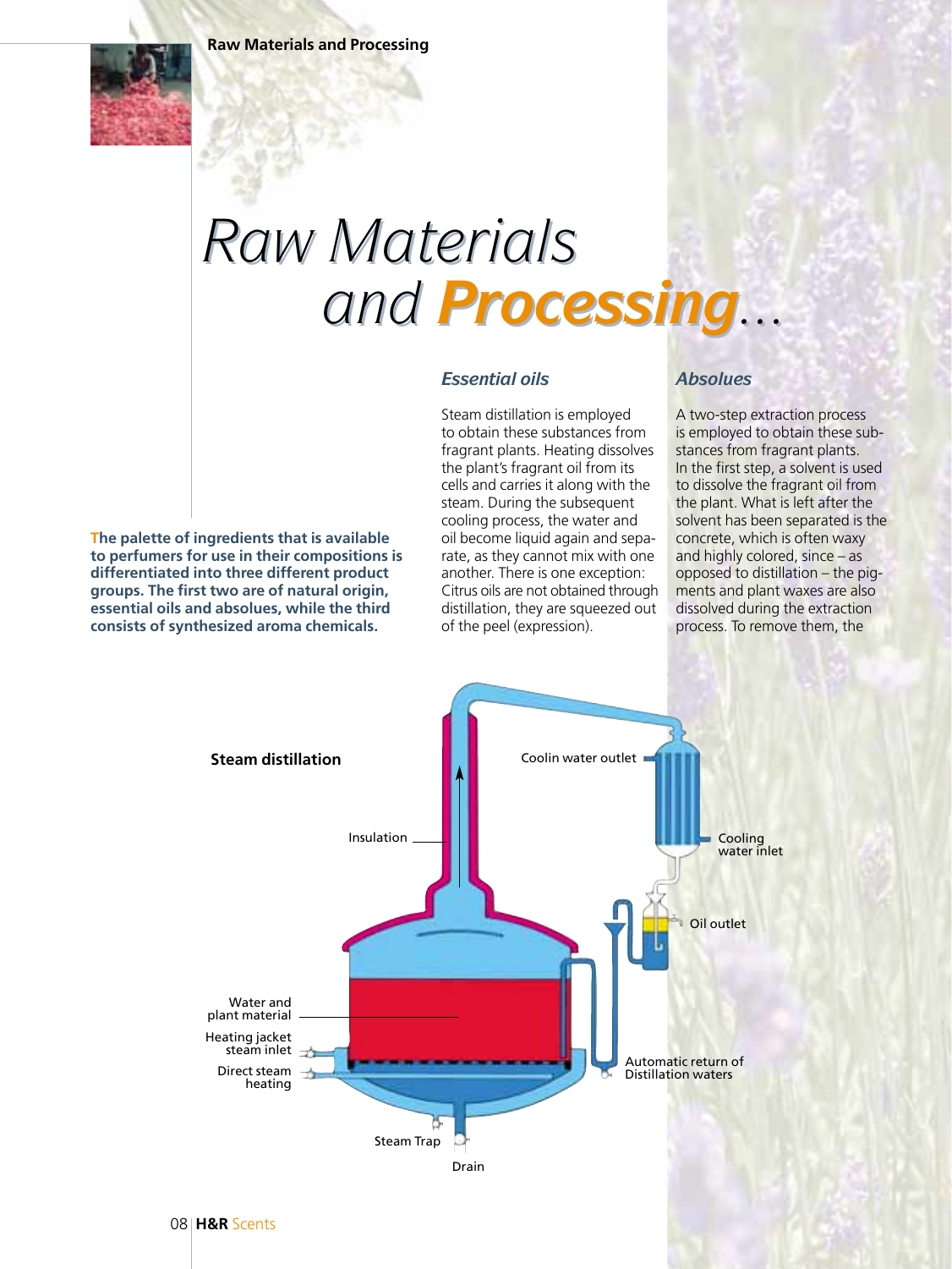# Raw Materials and Processing…

**The palette of ingredients that is available to perfumers for use in their compositions is differentiated into three different product groups. The first two are of natural origin, essential oils and absolues, while the third consists of synthesized aroma chemicals.**

### *Essential oils*

Steam distillation is employed to obtain these substances from fragrant plants. Heating dissolves the plant's fragrant oil from its cells and carries it along with the steam. During the subsequent cooling process, the water and oil become liquid again and separate, as they cannot mix with one another. There is one exception: Citrus oils are not obtained through distillation, they are squeezed out of the peel (expression).

### *Absolues*

A two-step extraction process is employed to obtain these substances from fragrant plants. In the first step, a solvent is used to dissolve the fragrant oil from the plant. What is left after the solvent has been separated is the concrete, which is often waxy and highly colored, since – as opposed to distillation – the pigments and plant waxes are also dissolved during the extraction process. To remove them, the

**Steam distillation**

Insulation

Coolin water outlet

Cooling water inlet

Oil outlet

Water and plant material

Heating jacket steam inlet

Direct steam heating

Automatic return of Distillation waters

Steam Trap

Drain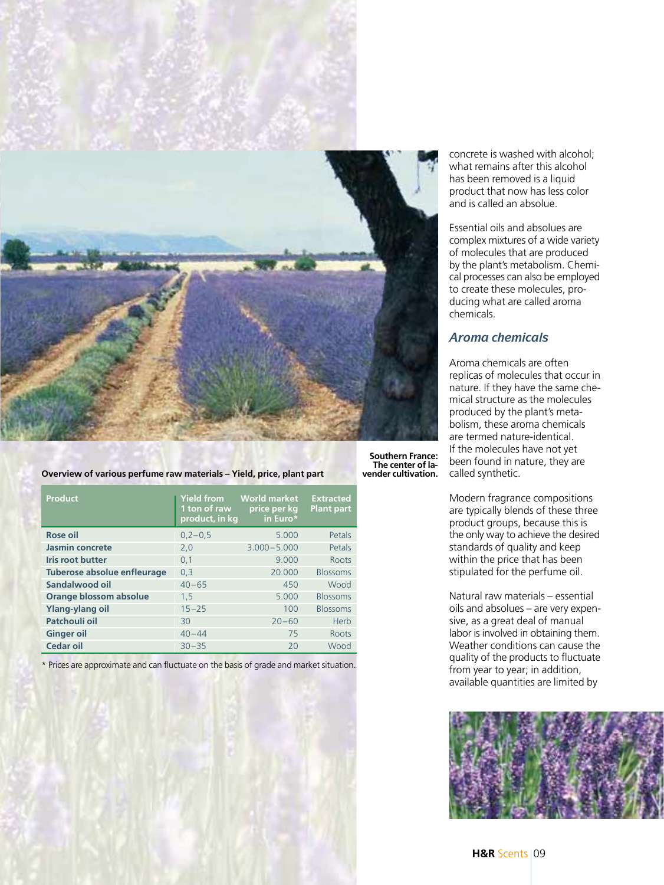Southern France: The center of lavender cultivation.

**Overview of various perfume raw materials – Yield, price, plant part**

| Product | Yield from 1 ton of raw product, in kg | World market price per kg in Euro* | Extracted Plant part |
|---|---|---|---|
| **Rose oil** | 0,2–0,5 | 5.000 | Petals |
| **Jasmin concrete** | 2,0 | 3.000–5.000 | Petals |
| **Iris root butter** | 0,1 | 9.000 | Roots |
| **Tuberose absolute enfleurage** | 0,3 | 20.000 | Blossoms |
| **Sandalwood oil** | 40–65 | 450 | Wood |
| **Orange blossom absolute** | 1,5 | 5.000 | Blossoms |
| **Ylang-ylang oil** | 15–25 | 100 | Blossoms |
| **Patchouli oil** | 30 | 20–60 | Herb |
| **Ginger oil** | 40–44 | 75 | Roots |
| **Cedar oil** | 30–35 | 20 | Wood |

* Prices are approximate and can fluctuate on the basis of grade and market situation.

concrete is washed with alcohol; what remains after this alcohol has been removed is a liquid product that now has less color and is called an absolute.

Essential oils and absolues are complex mixtures of a wide variety of molecules that are produced by the plant's metabolism. Chemical processes can also be employed to create these molecules, producing what are called aroma chemicals.

## *Aroma chemicals*

Aroma chemicals are often replicas of molecules that occur in nature. If they have the same chemical structure as the molecules produced by the plant's metabolism, these aroma chemicals are termed nature-identical. If the molecules have not yet been found in nature, they are called synthetic.

Modern fragrance compositions are typically blends of these three product groups, because this is the only way to achieve the desired standards of quality and keep within the price that has been stipulated for the perfume oil.

Natural raw materials – essential oils and absolues – are very expensive, as a great deal of manual labor is involved in obtaining them. Weather conditions can cause the quality of the products to fluctuate from year to year; in addition, available quantities are limited by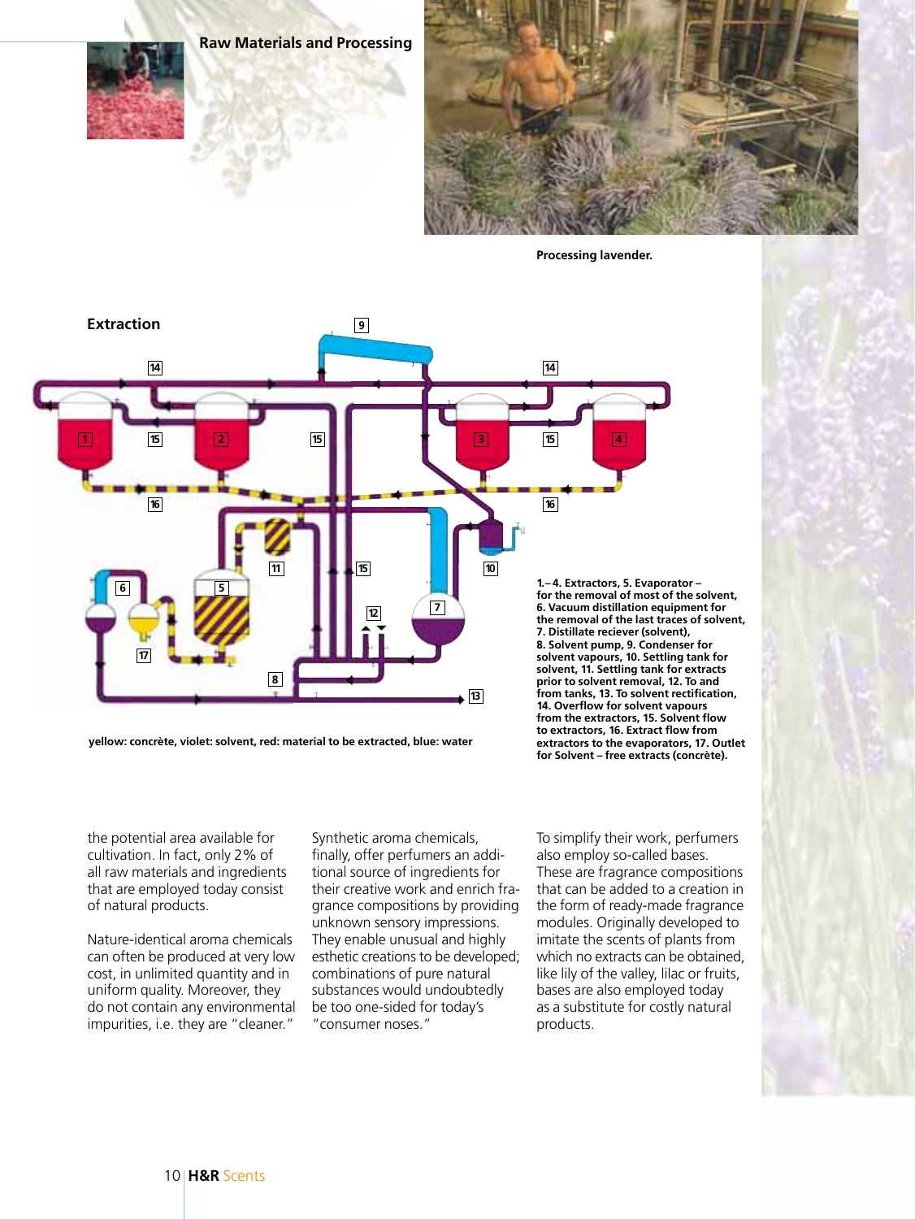## Raw Materials and Processing

Processing lavender.

### Extraction

yellow: concrète, violet: solvent, red: material to be extracted, blue: water

**1.–4. Extractors, 5. Evaporator – for the removal of most of the solvent, 6. Vacuum distillation equipment for the removal of the last traces of solvent, 7. Distillate reciever (solvent), 8. Solvent pump, 9. Condenser for solvent vapours, 10. Settling tank for solvent, 11. Settling tank for extracts prior to solvent removal, 12. To and from tanks, 13. To solvent rectification, 14. Overflow for solvent vapours from the extractors, 15. Solvent flow to extractors, 16. Extract flow from extractors to the evaporators, 17. Outlet for Solvent – free extracts (concrète).**

the potential area available for cultivation. In fact, only 2% of all raw materials and ingredients that are employed today consist of natural products.

Nature-identical aroma chemicals can often be produced at very low cost, in unlimited quantity and in uniform quality. Moreover, they do not contain any environmental impurities, i.e. they are "cleaner."

Synthetic aroma chemicals, finally, offer perfumers an additional source of ingredients for their creative work and enrich fragrance compositions by providing unknown sensory impressions. They enable unusual and highly esthetic creations to be developed; combinations of pure natural substances would undoubtedly be too one-sided for today's "consumer noses."

To simplify their work, perfumers also employ so-called bases. These are fragrance compositions that can be added to a creation in the form of ready-made fragrance modules. Originally developed to imitate the scents of plants from which no extracts can be obtained, like lily of the valley, lilac or fruits, bases are also employed today as a substitute for costly natural products.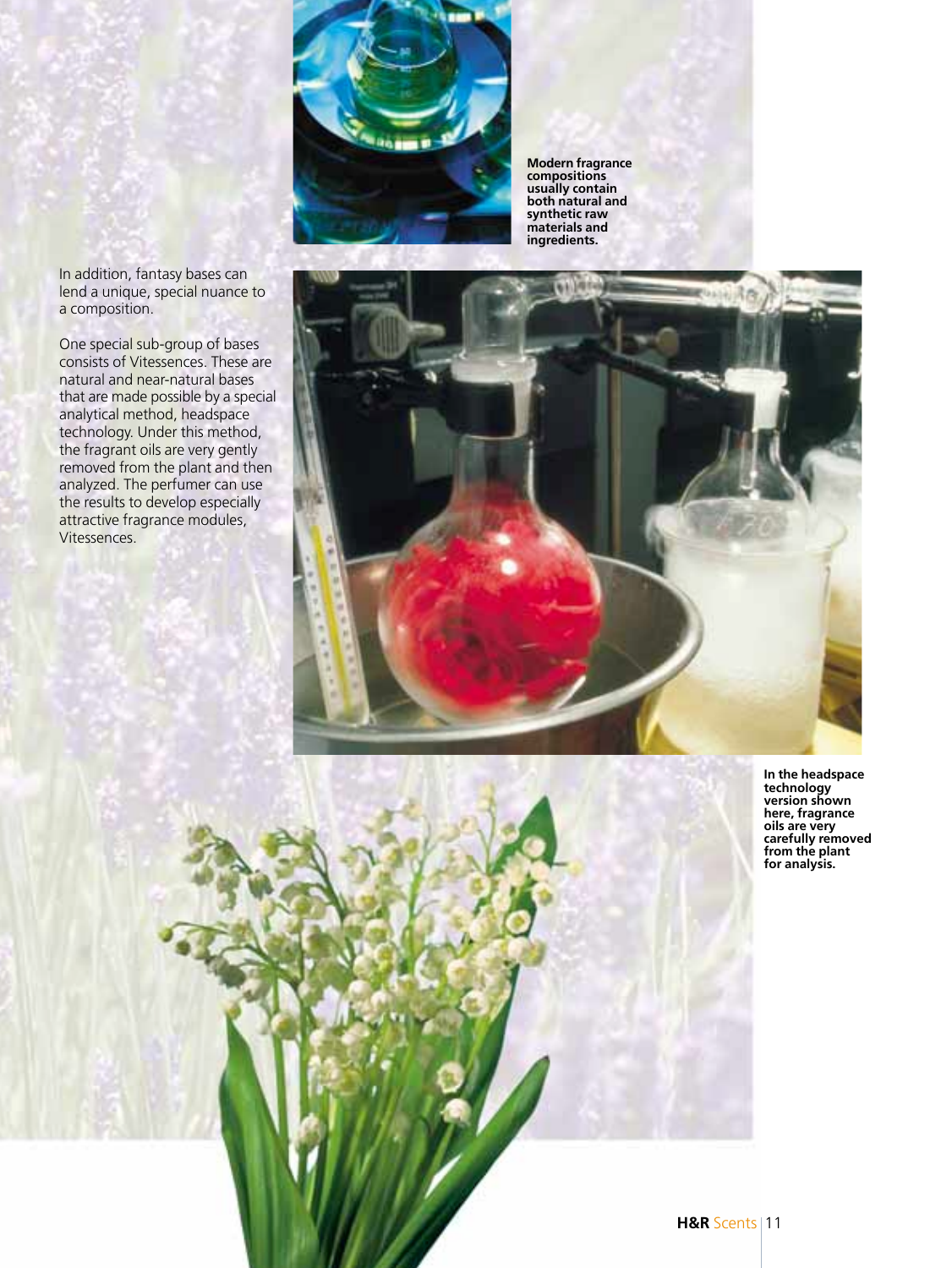**Modern fragrance compositions usually contain both natural and synthetic raw materials and ingredients.**

In addition, fantasy bases can lend a unique, special nuance to a composition.

One special sub-group of bases consists of Vitessences. These are natural and near-natural bases that are made possible by a special analytical method, headspace technology. Under this method, the fragrant oils are very gently removed from the plant and then analyzed. The perfumer can use the results to develop especially attractive fragrance modules, Vitessences.

**In the headspace technology version shown here, fragrance oils are very carefully removed from the plant for analysis.**